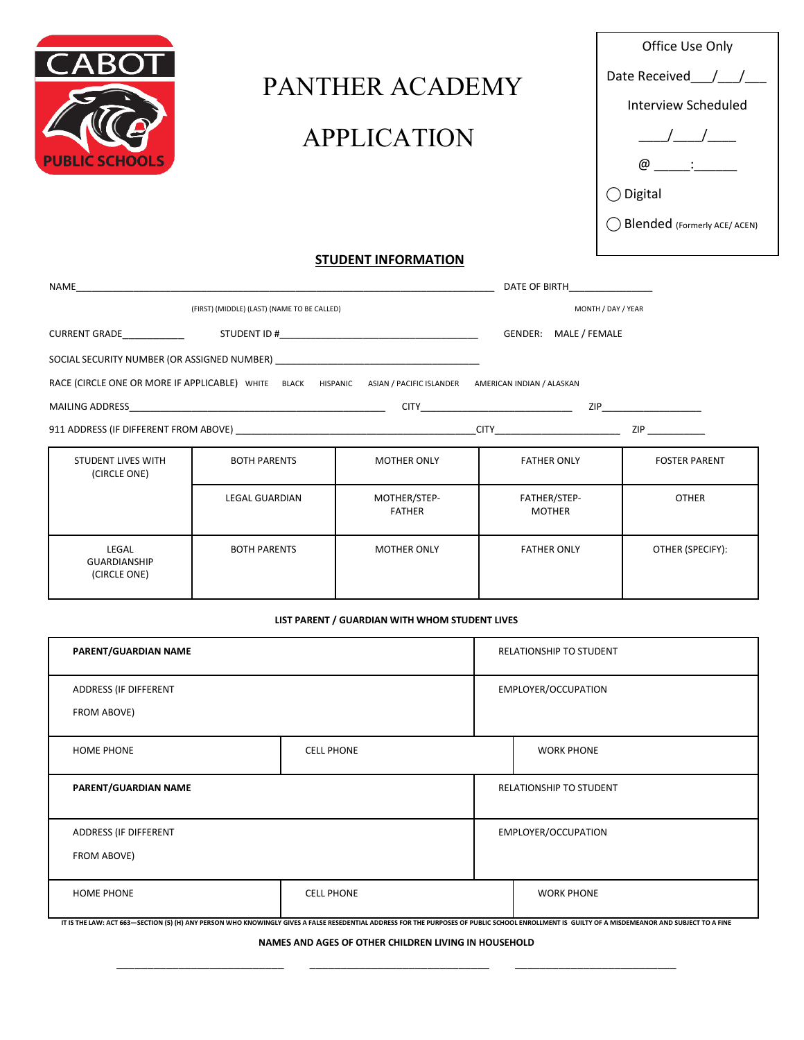CABOT PUBLIC SCHOOLS

# PANTHER ACADEMY

# APPLICATION

Office Use Only

Date Received\_\_\_/\_\_\_/\_\_\_

Interview Scheduled

\_\_\_\_/\_\_\_\_/\_\_\_\_

@ \_\_\_\_\_:\_\_\_\_\_\_

◯ Digital

◯ Blended (Formerly ACE/ ACEN)

## STUDENT INFORMATION

NAME\_\_\_\_\_\_\_\_\_\_\_\_\_\_\_\_\_\_\_\_\_\_\_\_\_\_\_\_\_\_\_\_\_\_\_\_\_\_\_\_\_\_\_\_\_\_\_\_\_\_\_\_\_\_\_\_\_\_\_\_\_\_\_\_\_\_\_\_\_\_\_\_\_\_\_\_ DATE OF BIRTH\_\_\_\_\_\_\_\_\_\_\_\_\_\_\_\_

(FIRST) (MIDDLE) (LAST) (NAME TO BE CALLED) MONTH / DAY / YEAR

CURRENT GRADE\_\_\_\_\_\_\_\_\_\_\_\_ STUDENT ID #\_\_\_\_\_\_\_\_\_\_\_\_\_\_\_\_\_\_\_\_\_\_\_\_\_\_\_\_\_\_\_\_\_\_\_\_\_\_\_\_\_ GENDER: MALE / FEMALE

SOCIAL SECURITY NUMBER (OR ASSIGNED NUMBER) \_\_\_\_\_\_\_\_\_\_\_\_\_\_\_\_\_\_\_\_\_\_\_\_\_\_\_\_\_\_\_\_\_\_\_\_\_\_\_\_\_

RACE (CIRCLE ONE OR MORE IF APPLICABLE) WHITE BLACK HISPANIC ASIAN / PACIFIC ISLANDER AMERICAN INDIAN / ALASKAN

MAILING ADDRESS\_\_\_\_\_\_\_\_\_\_\_\_\_\_\_\_\_\_\_\_\_\_\_\_\_\_\_\_\_\_\_\_\_\_\_\_\_\_\_\_\_\_\_\_\_\_\_\_\_\_\_\_ CITY\_\_\_\_\_\_\_\_\_\_\_\_\_\_\_\_\_\_\_\_\_\_\_\_\_\_\_\_\_\_\_ ZIP\_\_\_\_\_\_\_\_\_\_\_\_\_\_\_\_\_\_\_

911 ADDRESS (IF DIFFERENT FROM ABOVE) \_\_\_\_\_\_\_\_\_\_\_\_\_\_\_\_\_\_\_\_\_\_\_\_\_\_\_\_\_\_\_\_\_\_\_\_\_\_\_\_\_\_\_\_\_\_\_\_\_CITY\_\_\_\_\_\_\_\_\_\_\_\_\_\_\_\_\_\_\_\_\_\_\_\_\_ ZIP \_\_\_\_\_\_\_\_\_\_\_

| STUDENT LIVES WITH (CIRCLE ONE) | BOTH PARENTS | MOTHER ONLY | FATHER ONLY | FOSTER PARENT |
|---|---|---|---|---|
| | LEGAL GUARDIAN | MOTHER/STEP-FATHER | FATHER/STEP-MOTHER | OTHER |
| LEGAL GUARDIANSHIP (CIRCLE ONE) | BOTH PARENTS | MOTHER ONLY | FATHER ONLY | OTHER (SPECIFY): |

**LIST PARENT / GUARDIAN WITH WHOM STUDENT LIVES**

| **PARENT/GUARDIAN NAME** | | RELATIONSHIP TO STUDENT |
|---|---|---|
| ADDRESS (IF DIFFERENT FROM ABOVE) | | EMPLOYER/OCCUPATION |
| HOME PHONE | CELL PHONE | WORK PHONE |
| **PARENT/GUARDIAN NAME** | | RELATIONSHIP TO STUDENT |
| ADDRESS (IF DIFFERENT FROM ABOVE) | | EMPLOYER/OCCUPATION |
| HOME PHONE | CELL PHONE | WORK PHONE |

**IT IS THE LAW: ACT 663—SECTION (5) (H) ANY PERSON WHO KNOWINGLY GIVES A FALSE RESEDENTIAL ADDRESS FOR THE PURPOSES OF PUBLIC SCHOOL ENROLLMENT IS GUILTY OF A MISDEMEANOR AND SUBJECT TO A FINE**

**NAMES AND AGES OF OTHER CHILDREN LIVING IN HOUSEHOLD**

\_\_\_\_\_\_\_\_\_\_\_\_\_\_\_\_\_\_\_\_\_\_\_\_\_\_\_\_\_\_\_\_ \_\_\_\_\_\_\_\_\_\_\_\_\_\_\_\_\_\_\_\_\_\_\_\_\_\_\_\_\_\_\_\_\_\_ \_\_\_\_\_\_\_\_\_\_\_\_\_\_\_\_\_\_\_\_\_\_\_\_\_\_\_\_\_\_\_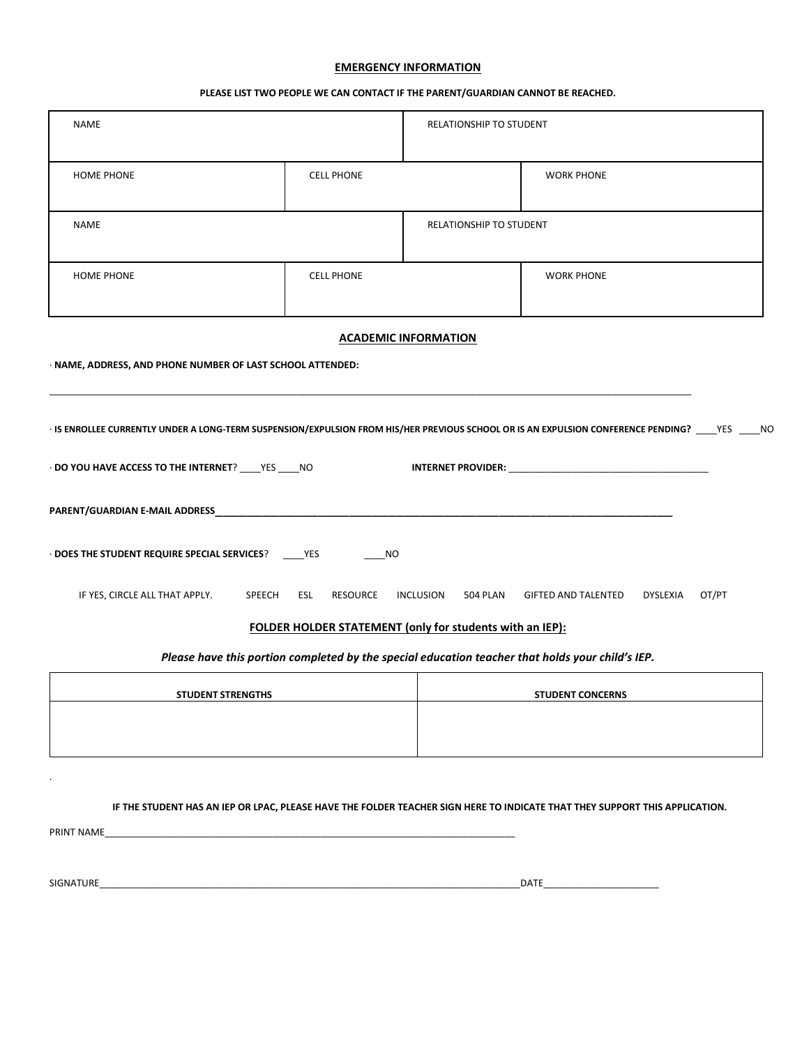## EMERGENCY INFORMATION

**PLEASE LIST TWO PEOPLE WE CAN CONTACT IF THE PARENT/GUARDIAN CANNOT BE REACHED.**

| NAME | | RELATIONSHIP TO STUDENT |
|---|---|---|
| HOME PHONE | CELL PHONE | WORK PHONE |
| NAME | | RELATIONSHIP TO STUDENT |
| HOME PHONE | CELL PHONE | WORK PHONE |

## ACADEMIC INFORMATION

· **NAME, ADDRESS, AND PHONE NUMBER OF LAST SCHOOL ATTENDED:**

______________________________________________________________________________________________________________

· **IS ENROLLEE CURRENTLY UNDER A LONG-TERM SUSPENSION/EXPULSION FROM HIS/HER PREVIOUS SCHOOL OR IS AN EXPULSION CONFERENCE PENDING?** ____YES ____NO

· **DO YOU HAVE ACCESS TO THE INTERNET**? ____YES ____NO **INTERNET PROVIDER:** ______________________________________

**PARENT/GUARDIAN E-MAIL ADDRESS**____________________________________________________________________________________

· **DOES THE STUDENT REQUIRE SPECIAL SERVICES**? ____YES ____NO

IF YES, CIRCLE ALL THAT APPLY. SPEECH ESL RESOURCE INCLUSION 504 PLAN GIFTED AND TALENTED DYSLEXIA OT/PT

### FOLDER HOLDER STATEMENT (only for students with an IEP):

***Please have this portion completed by the special education teacher that holds your child's IEP.***

| STUDENT STRENGTHS | STUDENT CONCERNS |
|---|---|
| | |

.

**IF THE STUDENT HAS AN IEP OR LPAC, PLEASE HAVE THE FOLDER TEACHER SIGN HERE TO INDICATE THAT THEY SUPPORT THIS APPLICATION.**

PRINT NAME________________________________________________________________________________

SIGNATURE_______________________________________________________________________________________DATE______________________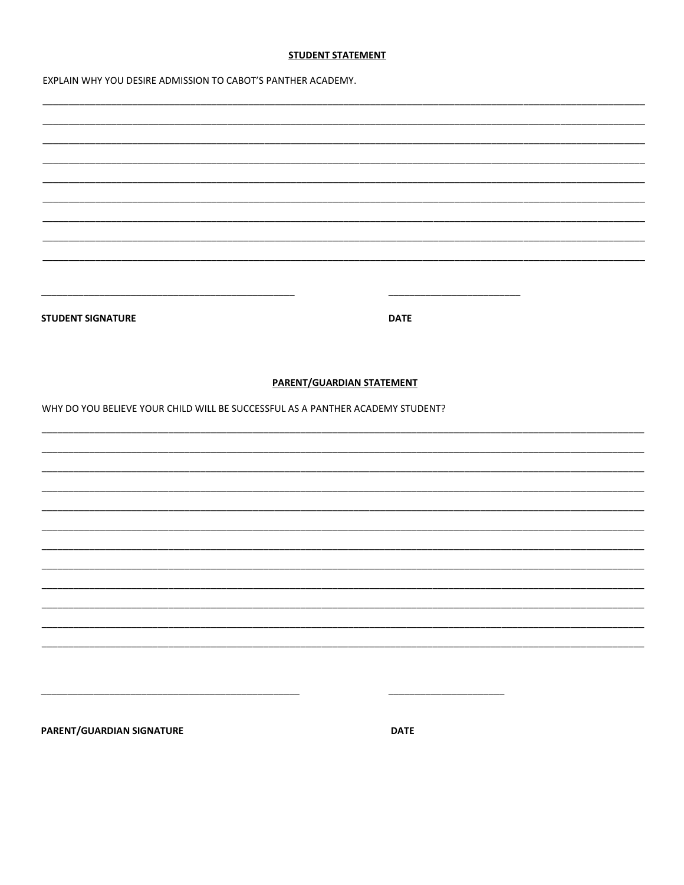**STUDENT STATEMENT**

EXPLAIN WHY YOU DESIRE ADMISSION TO CABOT'S PANTHER ACADEMY.

___________________________________________________________________________________________________

___________________________________________________________________________________________________

___________________________________________________________________________________________________

___________________________________________________________________________________________________

___________________________________________________________________________________________________

___________________________________________________________________________________________________

___________________________________________________________________________________________________

___________________________________________________________________________________________________

___________________________________________________________________________________________________

_______________________________________________ _________________________

**STUDENT SIGNATURE** **DATE**

**PARENT/GUARDIAN STATEMENT**

WHY DO YOU BELIEVE YOUR CHILD WILL BE SUCCESSFUL AS A PANTHER ACADEMY STUDENT?

___________________________________________________________________________________________________

___________________________________________________________________________________________________

___________________________________________________________________________________________________

___________________________________________________________________________________________________

___________________________________________________________________________________________________

___________________________________________________________________________________________________

___________________________________________________________________________________________________

___________________________________________________________________________________________________

___________________________________________________________________________________________________

___________________________________________________________________________________________________

___________________________________________________________________________________________________

___________________________________________________________________________________________________

_______________________________________________ _______________________

**PARENT/GUARDIAN SIGNATURE** **DATE**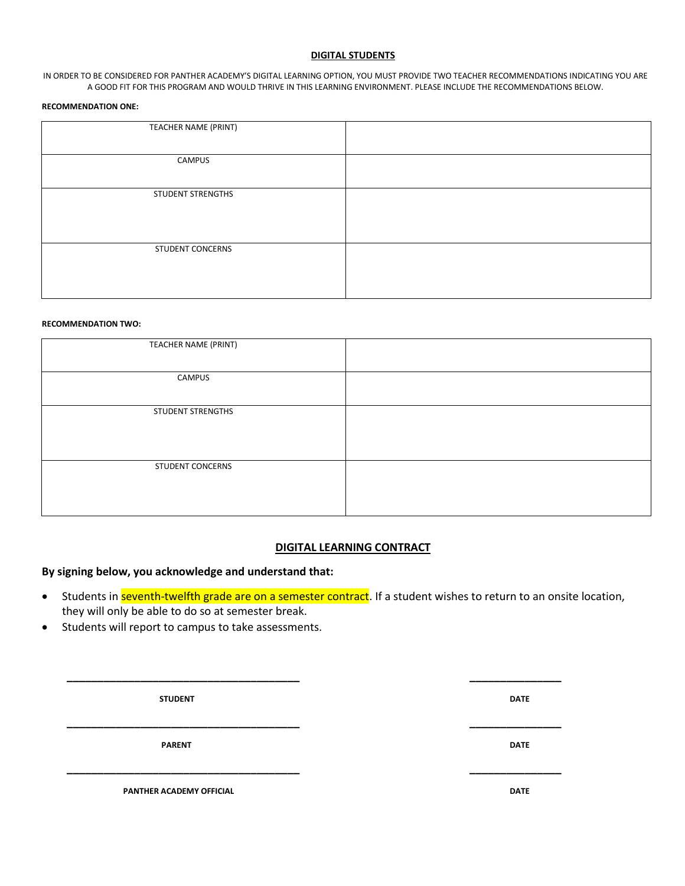## DIGITAL STUDENTS

IN ORDER TO BE CONSIDERED FOR PANTHER ACADEMY'S DIGITAL LEARNING OPTION, YOU MUST PROVIDE TWO TEACHER RECOMMENDATIONS INDICATING YOU ARE A GOOD FIT FOR THIS PROGRAM AND WOULD THRIVE IN THIS LEARNING ENVIRONMENT. PLEASE INCLUDE THE RECOMMENDATIONS BELOW.

**RECOMMENDATION ONE:**

| | |
|---|---|
| TEACHER NAME (PRINT) | |
| CAMPUS | |
| STUDENT STRENGTHS | |
| STUDENT CONCERNS | |

**RECOMMENDATION TWO:**

| | |
|---|---|
| TEACHER NAME (PRINT) | |
| CAMPUS | |
| STUDENT STRENGTHS | |
| STUDENT CONCERNS | |

## DIGITAL LEARNING CONTRACT

**By signing below, you acknowledge and understand that:**

- Students in seventh-twelfth grade are on a semester contract. If a student wishes to return to an onsite location, they will only be able to do so at semester break.
- Students will report to campus to take assessments.

\_\_\_\_\_\_\_\_\_\_\_\_\_\_\_\_\_\_\_\_\_\_\_\_\_\_\_\_\_\_\_\_\_\_\_\_\_\_ \_\_\_\_\_\_\_\_\_\_\_\_\_\_\_\_

**STUDENT** **DATE**

\_\_\_\_\_\_\_\_\_\_\_\_\_\_\_\_\_\_\_\_\_\_\_\_\_\_\_\_\_\_\_\_\_\_\_\_\_\_ \_\_\_\_\_\_\_\_\_\_\_\_\_\_\_\_

**PARENT** **DATE**

\_\_\_\_\_\_\_\_\_\_\_\_\_\_\_\_\_\_\_\_\_\_\_\_\_\_\_\_\_\_\_\_\_\_\_\_\_\_ \_\_\_\_\_\_\_\_\_\_\_\_\_\_\_\_

**PANTHER ACADEMY OFFICIAL** **DATE**